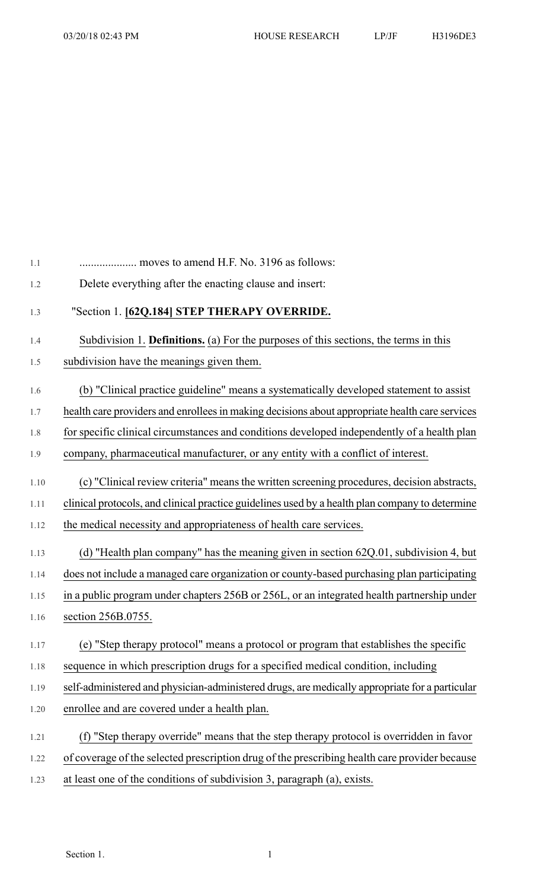.................... moves to amend H.F. No. 3196 as follows:

Delete everything after the enacting clause and insert:

"Section 1. **[62Q.184] STEP THERAPY OVERRIDE.**

Subdivision 1. **Definitions.** (a) For the purposes of this sections, the terms in this subdivision have the meanings given them.

(b) "Clinical practice guideline" means a systematically developed statement to assist health care providers and enrollees in making decisions about appropriate health care services for specific clinical circumstances and conditions developed independently of a health plan company, pharmaceutical manufacturer, or any entity with a conflict of interest.

(c) "Clinical review criteria" means the written screening procedures, decision abstracts, clinical protocols, and clinical practice guidelines used by a health plan company to determine the medical necessity and appropriateness of health care services.

(d) "Health plan company" has the meaning given in section 62Q.01, subdivision 4, but does not include a managed care organization or county-based purchasing plan participating in a public program under chapters 256B or 256L, or an integrated health partnership under section 256B.0755.

(e) "Step therapy protocol" means a protocol or program that establishes the specific sequence in which prescription drugs for a specified medical condition, including self-administered and physician-administered drugs, are medically appropriate for a particular enrollee and are covered under a health plan.

(f) "Step therapy override" means that the step therapy protocol is overridden in favor of coverage of the selected prescription drug of the prescribing health care provider because at least one of the conditions of subdivision 3, paragraph (a), exists.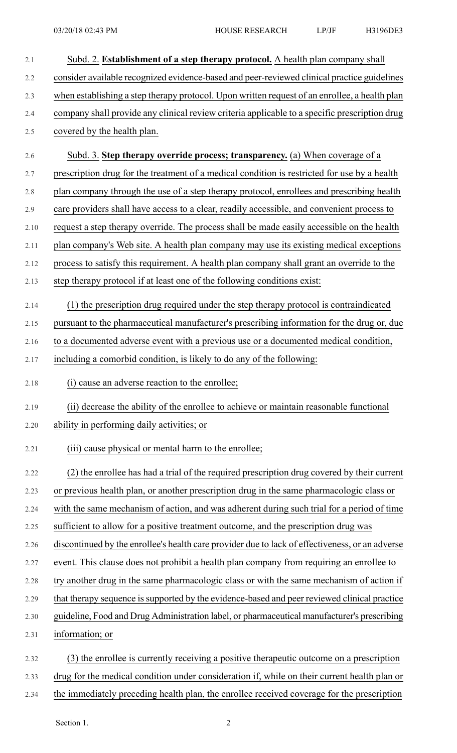Subd. 2. **Establishment of a step therapy protocol.** A health plan company shall consider available recognized evidence-based and peer-reviewed clinical practice guidelines when establishing a step therapy protocol. Upon written request of an enrollee, a health plan company shall provide any clinical review criteria applicable to a specific prescription drug covered by the health plan.

Subd. 3. **Step therapy override process; transparency.** (a) When coverage of a prescription drug for the treatment of a medical condition is restricted for use by a health plan company through the use of a step therapy protocol, enrollees and prescribing health care providers shall have access to a clear, readily accessible, and convenient process to request a step therapy override. The process shall be made easily accessible on the health plan company's Web site. A health plan company may use its existing medical exceptions process to satisfy this requirement. A health plan company shall grant an override to the step therapy protocol if at least one of the following conditions exist:

(1) the prescription drug required under the step therapy protocol is contraindicated pursuant to the pharmaceutical manufacturer's prescribing information for the drug or, due to a documented adverse event with a previous use or a documented medical condition, including a comorbid condition, is likely to do any of the following:

(i) cause an adverse reaction to the enrollee;

(ii) decrease the ability of the enrollee to achieve or maintain reasonable functional ability in performing daily activities; or

(iii) cause physical or mental harm to the enrollee;

(2) the enrollee has had a trial of the required prescription drug covered by their current or previous health plan, or another prescription drug in the same pharmacologic class or with the same mechanism of action, and was adherent during such trial for a period of time sufficient to allow for a positive treatment outcome, and the prescription drug was discontinued by the enrollee's health care provider due to lack of effectiveness, or an adverse event. This clause does not prohibit a health plan company from requiring an enrollee to try another drug in the same pharmacologic class or with the same mechanism of action if that therapy sequence is supported by the evidence-based and peer reviewed clinical practice guideline, Food and Drug Administration label, or pharmaceutical manufacturer's prescribing information; or

(3) the enrollee is currently receiving a positive therapeutic outcome on a prescription drug for the medical condition under consideration if, while on their current health plan or the immediately preceding health plan, the enrollee received coverage for the prescription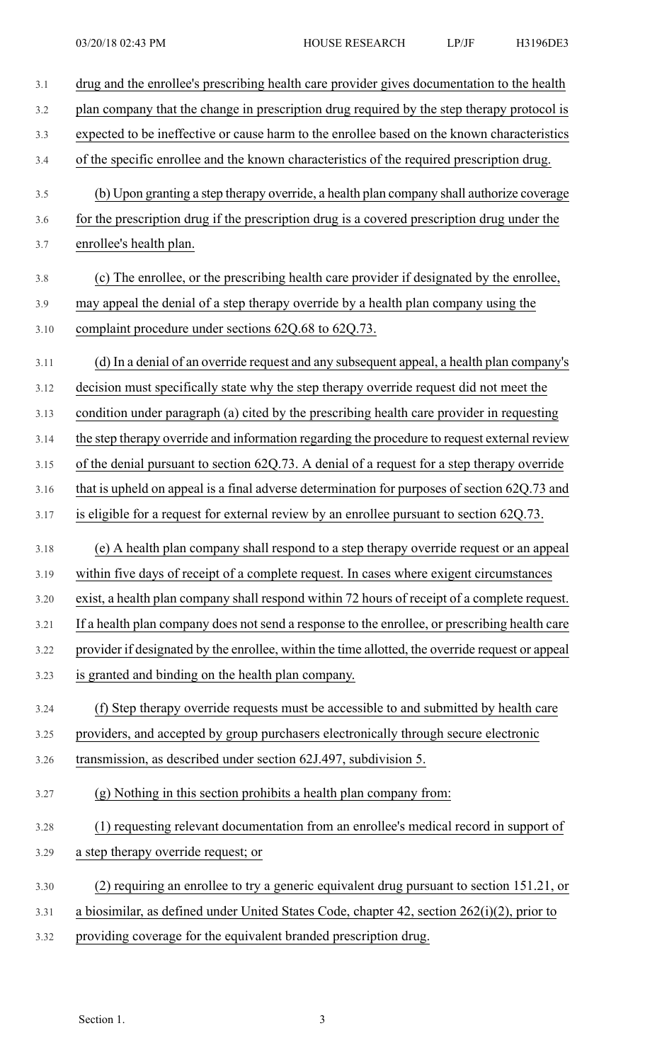drug and the enrollee's prescribing health care provider gives documentation to the health plan company that the change in prescription drug required by the step therapy protocol is expected to be ineffective or cause harm to the enrollee based on the known characteristics of the specific enrollee and the known characteristics of the required prescription drug.

(b) Upon granting a step therapy override, a health plan company shall authorize coverage for the prescription drug if the prescription drug is a covered prescription drug under the enrollee's health plan.

(c) The enrollee, or the prescribing health care provider if designated by the enrollee, may appeal the denial of a step therapy override by a health plan company using the complaint procedure under sections 62Q.68 to 62Q.73.

(d) In a denial of an override request and any subsequent appeal, a health plan company's decision must specifically state why the step therapy override request did not meet the condition under paragraph (a) cited by the prescribing health care provider in requesting the step therapy override and information regarding the procedure to request external review of the denial pursuant to section 62Q.73. A denial of a request for a step therapy override that is upheld on appeal is a final adverse determination for purposes of section 62Q.73 and is eligible for a request for external review by an enrollee pursuant to section 62Q.73.

(e) A health plan company shall respond to a step therapy override request or an appeal within five days of receipt of a complete request. In cases where exigent circumstances exist, a health plan company shall respond within 72 hours of receipt of a complete request. If a health plan company does not send a response to the enrollee, or prescribing health care provider if designated by the enrollee, within the time allotted, the override request or appeal is granted and binding on the health plan company.

(f) Step therapy override requests must be accessible to and submitted by health care providers, and accepted by group purchasers electronically through secure electronic transmission, as described under section 62J.497, subdivision 5.

(g) Nothing in this section prohibits a health plan company from:

(1) requesting relevant documentation from an enrollee's medical record in support of a step therapy override request; or

(2) requiring an enrollee to try a generic equivalent drug pursuant to section 151.21, or a biosimilar, as defined under United States Code, chapter 42, section 262(i)(2), prior to providing coverage for the equivalent branded prescription drug.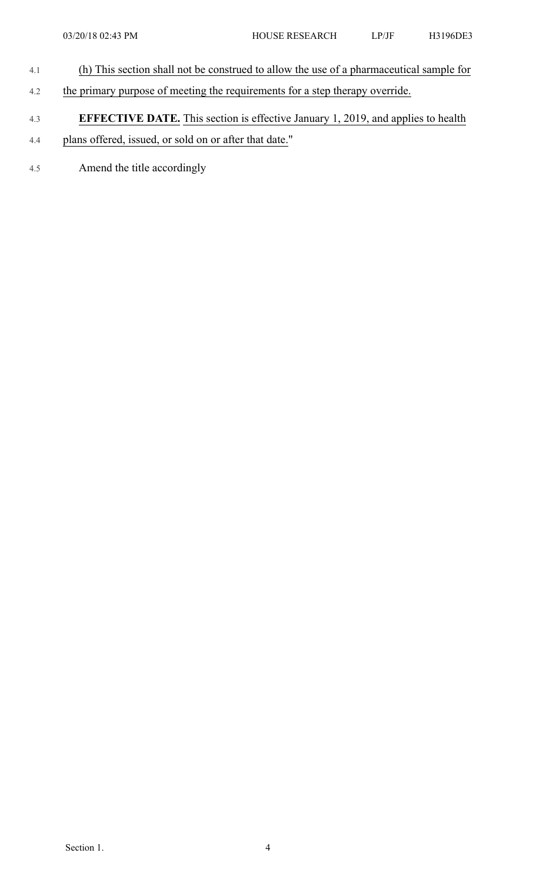(h) This section shall not be construed to allow the use of a pharmaceutical sample for the primary purpose of meeting the requirements for a step therapy override.

**EFFECTIVE DATE.** This section is effective January 1, 2019, and applies to health plans offered, issued, or sold on or after that date."

Amend the title accordingly